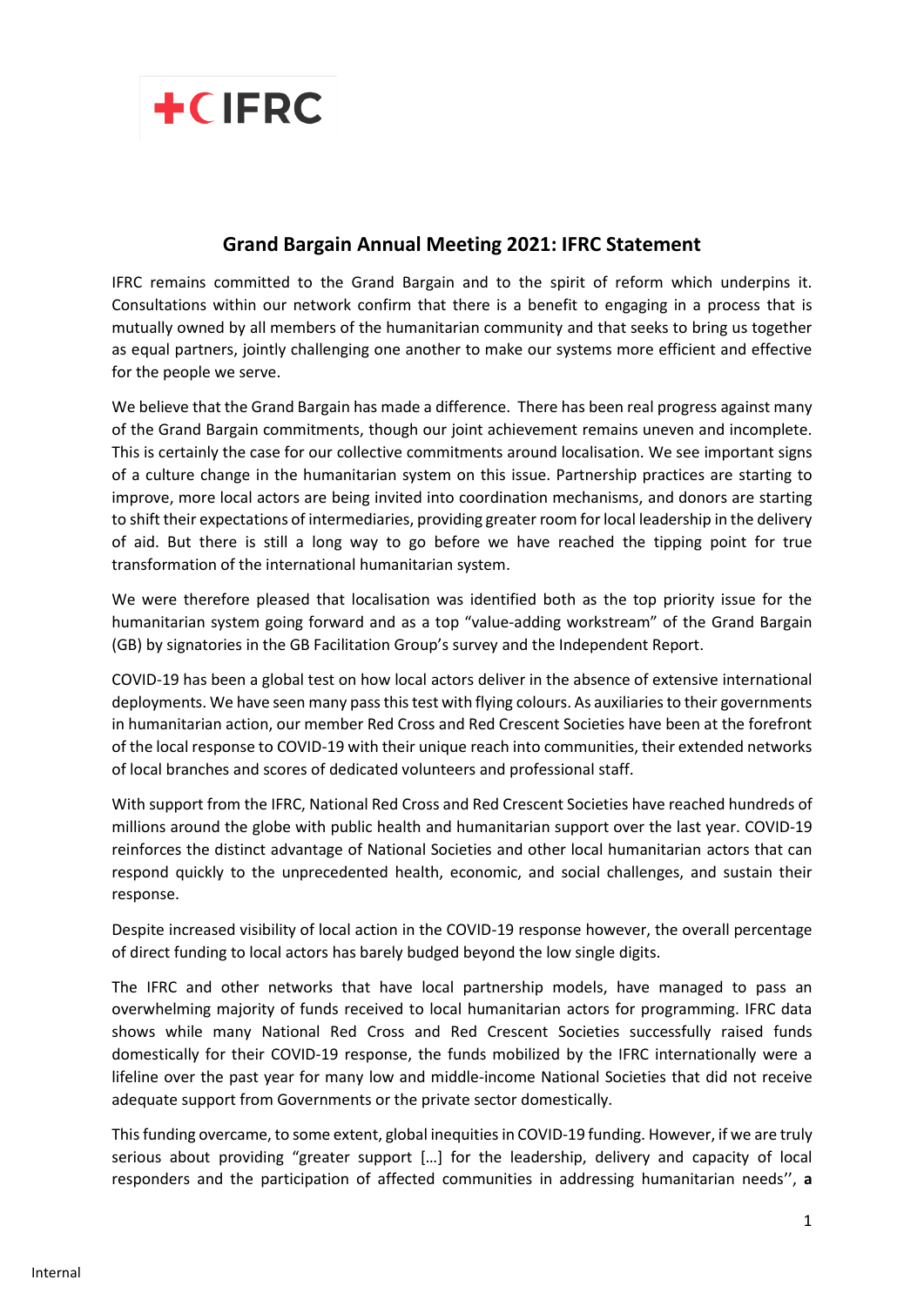# Grand Bargain Annual Meeting 2021: IFRC Statement

IFRC remains committed to the Grand Bargain and to the spirit of reform which underpins it. Consultations within our network confirm that there is a benefit to engaging in a process that is mutually owned by all members of the humanitarian community and that seeks to bring us together as equal partners, jointly challenging one another to make our systems more efficient and effective for the people we serve.

We believe that the Grand Bargain has made a difference. There has been real progress against many of the Grand Bargain commitments, though our joint achievement remains uneven and incomplete. This is certainly the case for our collective commitments around localisation. We see important signs of a culture change in the humanitarian system on this issue. Partnership practices are starting to improve, more local actors are being invited into coordination mechanisms, and donors are starting to shift their expectations of intermediaries, providing greater room for local leadership in the delivery of aid. But there is still a long way to go before we have reached the tipping point for true transformation of the international humanitarian system.

We were therefore pleased that localisation was identified both as the top priority issue for the humanitarian system going forward and as a top "value-adding workstream" of the Grand Bargain (GB) by signatories in the GB Facilitation Group's survey and the Independent Report.

COVID-19 has been a global test on how local actors deliver in the absence of extensive international deployments. We have seen many pass this test with flying colours. As auxiliaries to their governments in humanitarian action, our member Red Cross and Red Crescent Societies have been at the forefront of the local response to COVID-19 with their unique reach into communities, their extended networks of local branches and scores of dedicated volunteers and professional staff.

With support from the IFRC, National Red Cross and Red Crescent Societies have reached hundreds of millions around the globe with public health and humanitarian support over the last year. COVID-19 reinforces the distinct advantage of National Societies and other local humanitarian actors that can respond quickly to the unprecedented health, economic, and social challenges, and sustain their response.

Despite increased visibility of local action in the COVID-19 response however, the overall percentage of direct funding to local actors has barely budged beyond the low single digits.

The IFRC and other networks that have local partnership models, have managed to pass an overwhelming majority of funds received to local humanitarian actors for programming. IFRC data shows while many National Red Cross and Red Crescent Societies successfully raised funds domestically for their COVID-19 response, the funds mobilized by the IFRC internationally were a lifeline over the past year for many low and middle-income National Societies that did not receive adequate support from Governments or the private sector domestically.

This funding overcame, to some extent, global inequities in COVID-19 funding. However, if we are truly serious about providing "greater support […] for the leadership, delivery and capacity of local responders and the participation of affected communities in addressing humanitarian needs'', **a**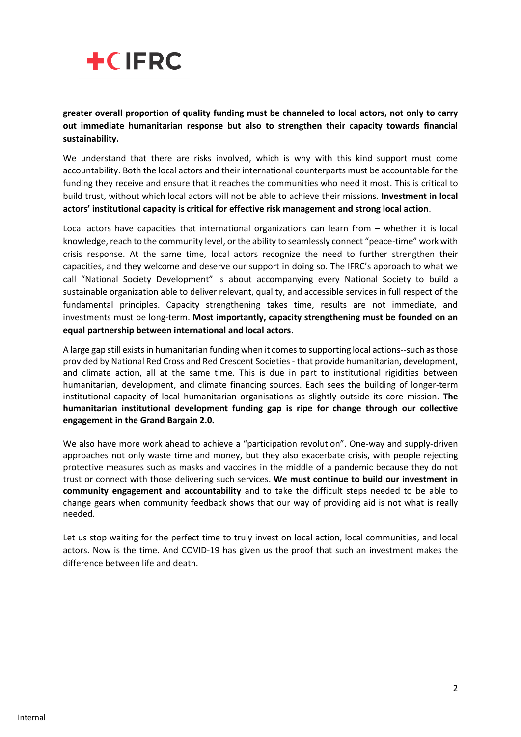**greater overall proportion of quality funding must be channeled to local actors, not only to carry out immediate humanitarian response but also to strengthen their capacity towards financial sustainability.**

We understand that there are risks involved, which is why with this kind support must come accountability. Both the local actors and their international counterparts must be accountable for the funding they receive and ensure that it reaches the communities who need it most. This is critical to build trust, without which local actors will not be able to achieve their missions. **Investment in local actors' institutional capacity is critical for effective risk management and strong local action**.

Local actors have capacities that international organizations can learn from – whether it is local knowledge, reach to the community level, or the ability to seamlessly connect "peace-time" work with crisis response. At the same time, local actors recognize the need to further strengthen their capacities, and they welcome and deserve our support in doing so. The IFRC's approach to what we call "National Society Development" is about accompanying every National Society to build a sustainable organization able to deliver relevant, quality, and accessible services in full respect of the fundamental principles. Capacity strengthening takes time, results are not immediate, and investments must be long-term. **Most importantly, capacity strengthening must be founded on an equal partnership between international and local actors**.

A large gap still exists in humanitarian funding when it comes to supporting local actions--such as those provided by National Red Cross and Red Crescent Societies - that provide humanitarian, development, and climate action, all at the same time. This is due in part to institutional rigidities between humanitarian, development, and climate financing sources. Each sees the building of longer-term institutional capacity of local humanitarian organisations as slightly outside its core mission. **The humanitarian institutional development funding gap is ripe for change through our collective engagement in the Grand Bargain 2.0.**

We also have more work ahead to achieve a "participation revolution". One-way and supply-driven approaches not only waste time and money, but they also exacerbate crisis, with people rejecting protective measures such as masks and vaccines in the middle of a pandemic because they do not trust or connect with those delivering such services. **We must continue to build our investment in community engagement and accountability** and to take the difficult steps needed to be able to change gears when community feedback shows that our way of providing aid is not what is really needed.

Let us stop waiting for the perfect time to truly invest on local action, local communities, and local actors. Now is the time. And COVID-19 has given us the proof that such an investment makes the difference between life and death.